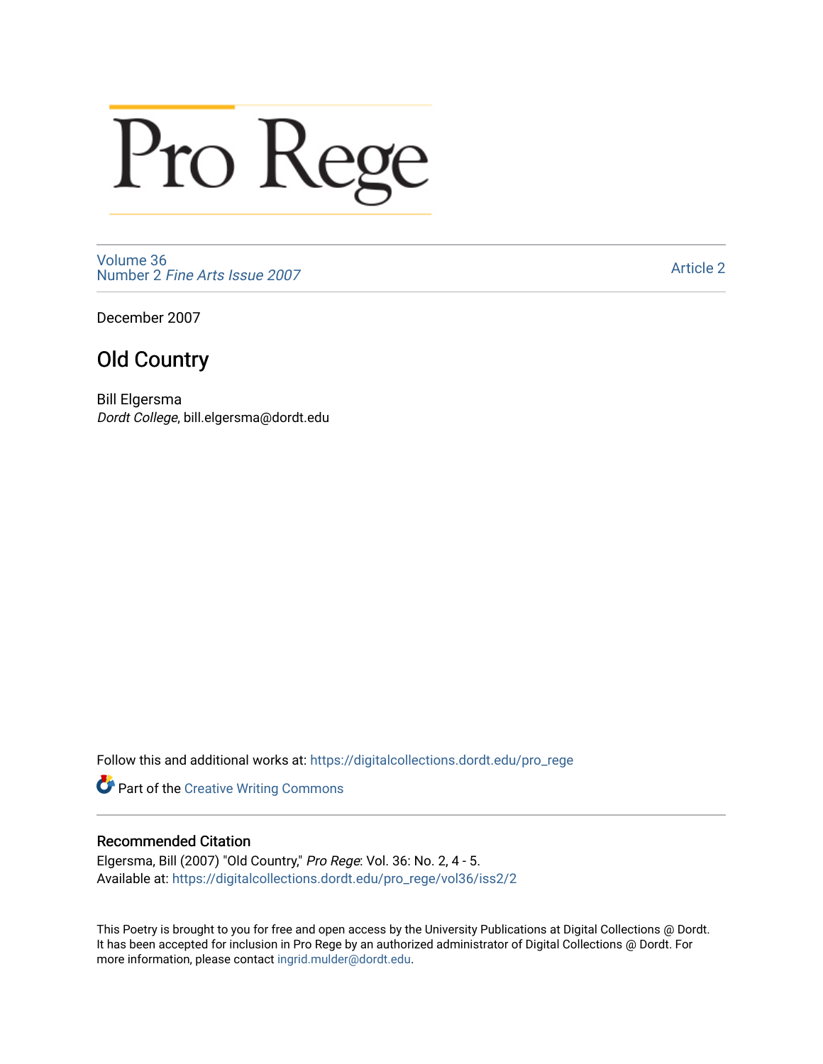# Pro Rege

Volume 36
Number 2 *Fine Arts Issue 2007*

Article 2

December 2007

## Old Country

Bill Elgersma
*Dordt College*, bill.elgersma@dordt.edu

Follow this and additional works at: https://digitalcollections.dordt.edu/pro_rege

Part of the Creative Writing Commons

### Recommended Citation

Elgersma, Bill (2007) "Old Country," *Pro Rege*: Vol. 36: No. 2, 4 - 5.
Available at: https://digitalcollections.dordt.edu/pro_rege/vol36/iss2/2

This Poetry is brought to you for free and open access by the University Publications at Digital Collections @ Dordt. It has been accepted for inclusion in Pro Rege by an authorized administrator of Digital Collections @ Dordt. For more information, please contact ingrid.mulder@dordt.edu.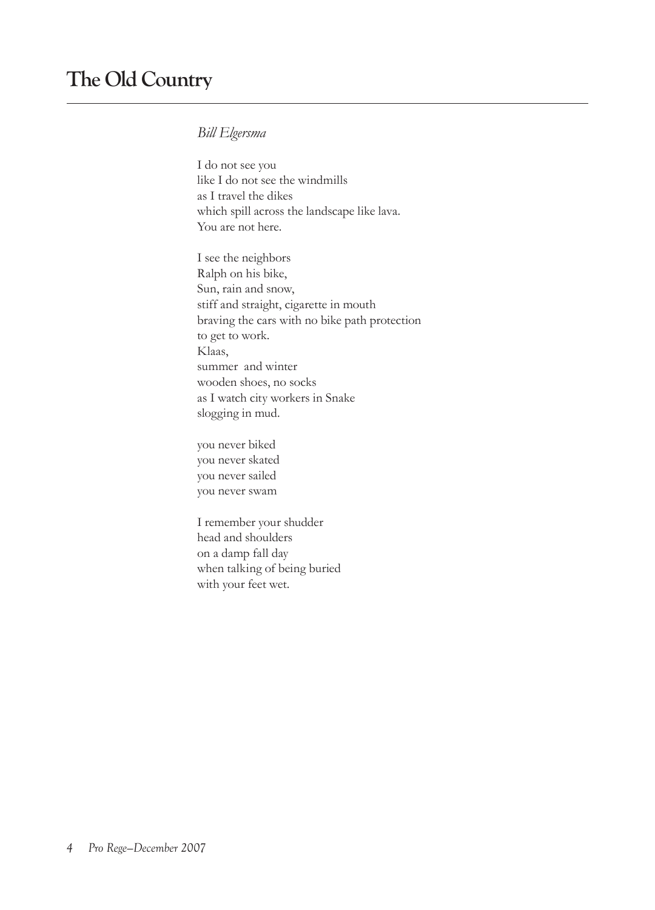# The Old Country

*Bill Elgersma*

I do not see you  
like I do not see the windmills  
as I travel the dikes  
which spill across the landscape like lava.  
You are not here.

I see the neighbors  
Ralph on his bike,  
Sun, rain and snow,  
stiff and straight, cigarette in mouth  
braving the cars with no bike path protection  
to get to work.  
Klaas,  
summer and winter  
wooden shoes, no socks  
as I watch city workers in Snake  
slogging in mud.

you never biked  
you never skated  
you never sailed  
you never swam

I remember your shudder  
head and shoulders  
on a damp fall day  
when talking of being buried  
with your feet wet.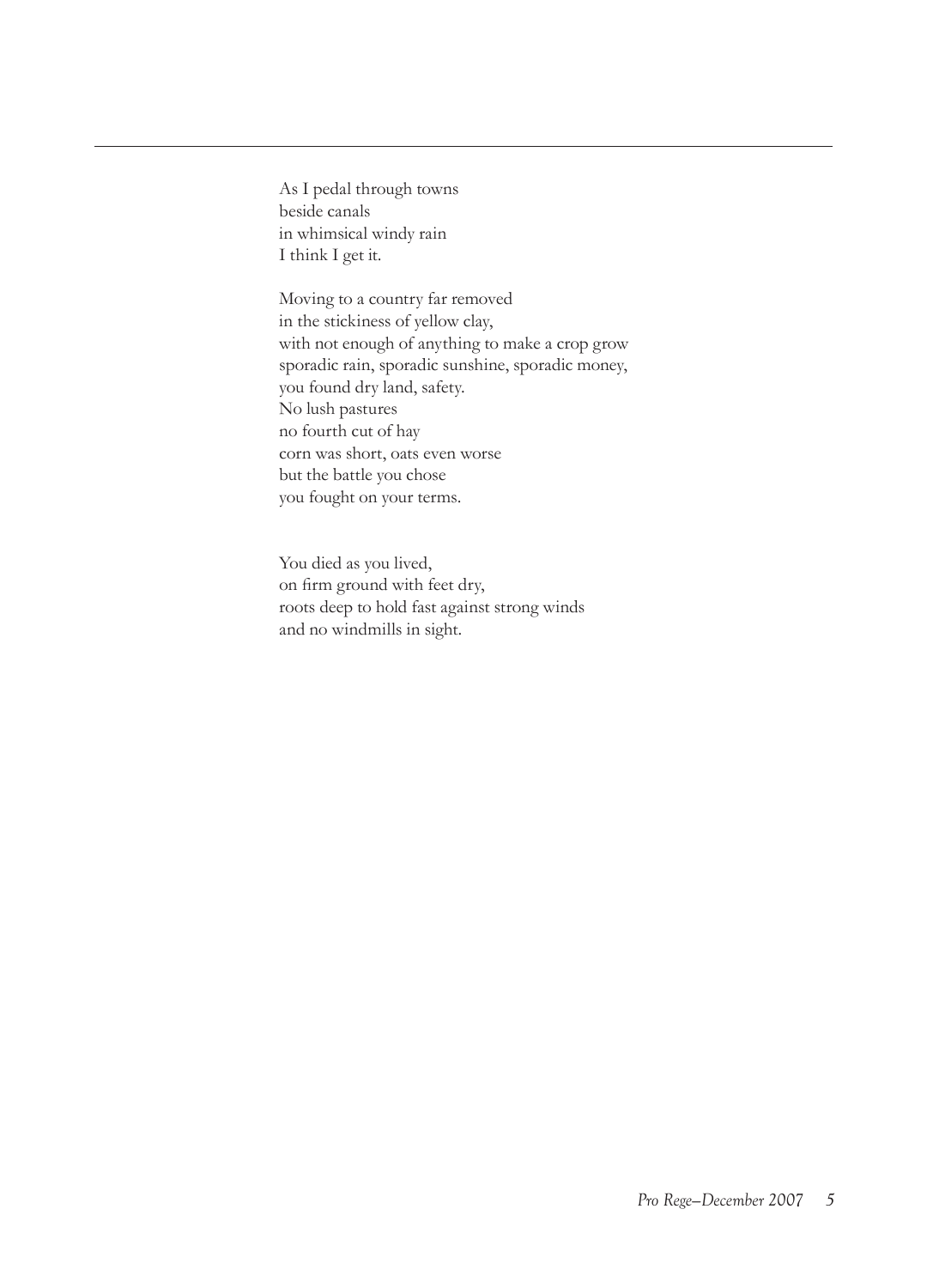As I pedal through towns  
beside canals  
in whimsical windy rain  
I think I get it.

Moving to a country far removed  
in the stickiness of yellow clay,  
with not enough of anything to make a crop grow  
sporadic rain, sporadic sunshine, sporadic money,  
you found dry land, safety.  
No lush pastures  
no fourth cut of hay  
corn was short, oats even worse  
but the battle you chose  
you fought on your terms.

You died as you lived,  
on firm ground with feet dry,  
roots deep to hold fast against strong winds  
and no windmills in sight.